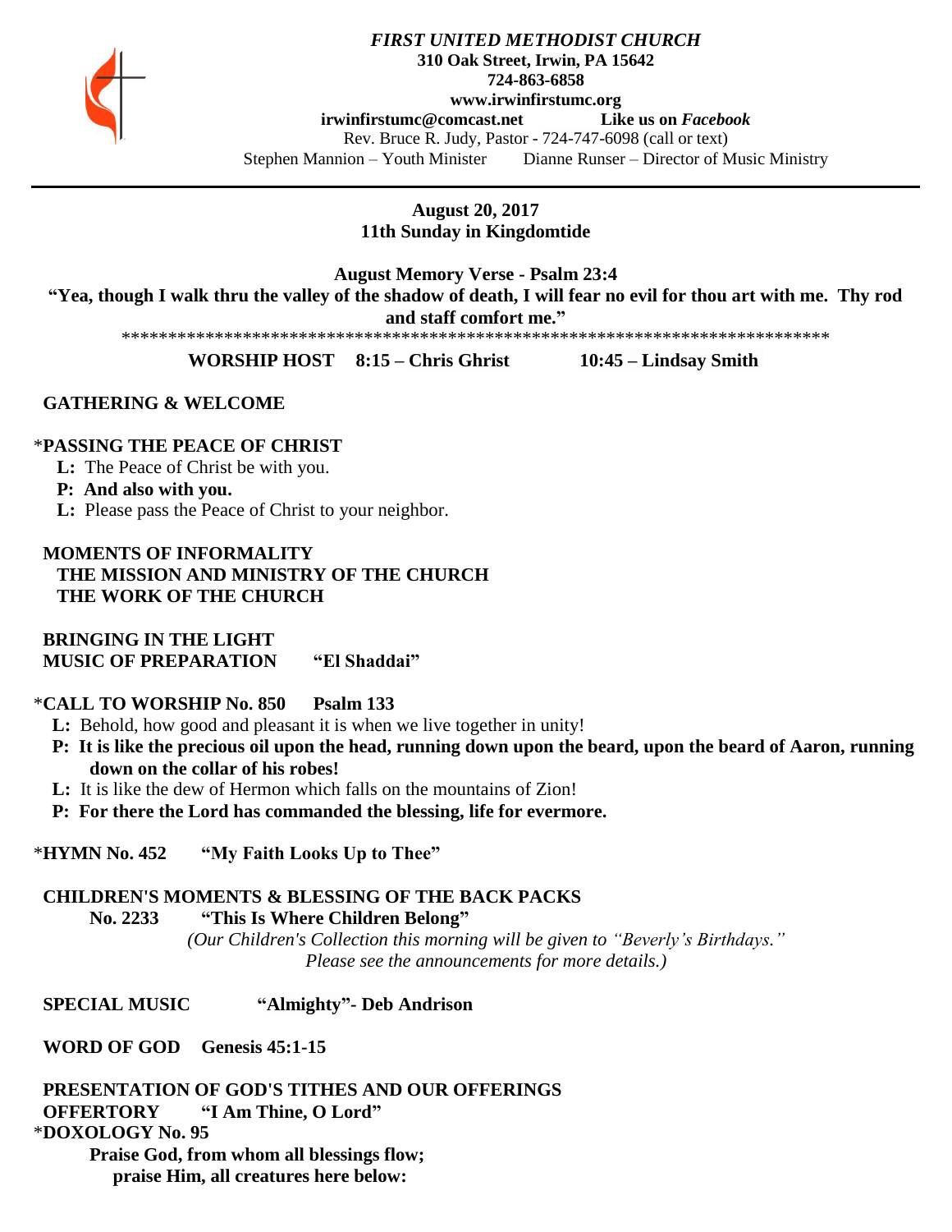*FIRST UNITED METHODIST CHURCH*
**310 Oak Street, Irwin, PA 15642**
**724-863-6858**
**www.irwinfirstumc.org**
**irwinfirstumc@comcast.net** **Like us on *Facebook***
Rev. Bruce R. Judy, Pastor - 724-747-6098 (call or text)
Stephen Mannion – Youth Minister Dianne Runser – Director of Music Ministry

---

**August 20, 2017**
**11th Sunday in Kingdomtide**

**August Memory Verse - Psalm 23:4**
**"Yea, though I walk thru the valley of the shadow of death, I will fear no evil for thou art with me. Thy rod and staff comfort me."**

*******************************************************************************

**WORSHIP HOST 8:15 – Chris Ghrist 10:45 – Lindsay Smith**

**GATHERING & WELCOME**

*__PASSING THE PEACE OF CHRIST__

**L:** The Peace of Christ be with you.
**P: And also with you.**
**L:** Please pass the Peace of Christ to your neighbor.

**MOMENTS OF INFORMALITY**
**THE MISSION AND MINISTRY OF THE CHURCH**
**THE WORK OF THE CHURCH**

**BRINGING IN THE LIGHT**
**MUSIC OF PREPARATION "El Shaddai"**

***CALL TO WORSHIP No. 850 Psalm 133**

**L:** Behold, how good and pleasant it is when we live together in unity!
**P: It is like the precious oil upon the head, running down upon the beard, upon the beard of Aaron, running down on the collar of his robes!**
**L:** It is like the dew of Hermon which falls on the mountains of Zion!
**P: For there the Lord has commanded the blessing, life for evermore.**

***HYMN No. 452 "My Faith Looks Up to Thee"**

**CHILDREN'S MOMENTS & BLESSING OF THE BACK PACKS**
**No. 2233 "This Is Where Children Belong"**
*(Our Children's Collection this morning will be given to "Beverly's Birthdays." Please see the announcements for more details.)*

**SPECIAL MUSIC "Almighty"- Deb Andrison**

**WORD OF GOD Genesis 45:1-15**

**PRESENTATION OF GOD'S TITHES AND OUR OFFERINGS**
**OFFERTORY "I Am Thine, O Lord"**
***DOXOLOGY No. 95**
**Praise God, from whom all blessings flow;**
**praise Him, all creatures here below:**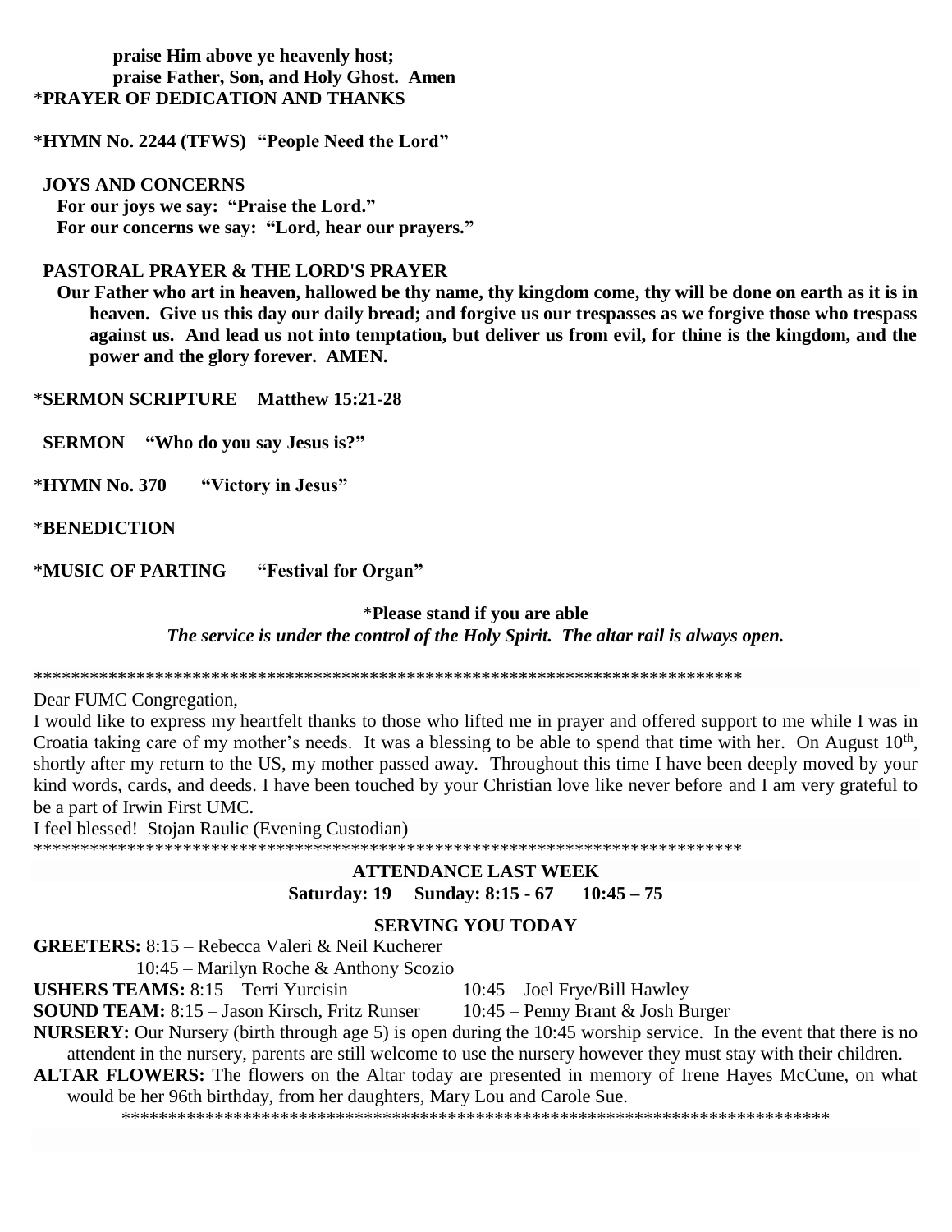**praise Him above ye heavenly host;**
**praise Father, Son, and Holy Ghost. Amen**

**\*PRAYER OF DEDICATION AND THANKS**

**\*HYMN No. 2244 (TFWS) "People Need the Lord"**

**JOYS AND CONCERNS**
**For our joys we say: "Praise the Lord."**
**For our concerns we say: "Lord, hear our prayers."**

**PASTORAL PRAYER & THE LORD'S PRAYER**
**Our Father who art in heaven, hallowed be thy name, thy kingdom come, thy will be done on earth as it is in heaven. Give us this day our daily bread; and forgive us our trespasses as we forgive those who trespass against us. And lead us not into temptation, but deliver us from evil, for thine is the kingdom, and the power and the glory forever. AMEN.**

**\*SERMON SCRIPTURE Matthew 15:21-28**

**SERMON "Who do you say Jesus is?"**

**\*HYMN No. 370 "Victory in Jesus"**

**\*BENEDICTION**

**\*MUSIC OF PARTING "Festival for Organ"**

**\*Please stand if you are able**
***The service is under the control of the Holy Spirit. The altar rail is always open.***

\*\*\*\*\*\*\*\*\*\*\*\*\*\*\*\*\*\*\*\*\*\*\*\*\*\*\*\*\*\*\*\*\*\*\*\*\*\*\*\*\*\*\*\*\*\*\*\*\*\*\*\*\*\*\*\*\*\*\*\*\*\*\*\*\*\*\*\*\*\*\*\*\*\*\*\*\*\*

Dear FUMC Congregation,

I would like to express my heartfelt thanks to those who lifted me in prayer and offered support to me while I was in Croatia taking care of my mother's needs. It was a blessing to be able to spend that time with her. On August 10th, shortly after my return to the US, my mother passed away. Throughout this time I have been deeply moved by your kind words, cards, and deeds. I have been touched by your Christian love like never before and I am very grateful to be a part of Irwin First UMC.

I feel blessed! Stojan Raulic (Evening Custodian)

\*\*\*\*\*\*\*\*\*\*\*\*\*\*\*\*\*\*\*\*\*\*\*\*\*\*\*\*\*\*\*\*\*\*\*\*\*\*\*\*\*\*\*\*\*\*\*\*\*\*\*\*\*\*\*\*\*\*\*\*\*\*\*\*\*\*\*\*\*\*\*\*\*\*\*\*\*\*

**ATTENDANCE LAST WEEK**
**Saturday: 19 Sunday: 8:15 - 67 10:45 – 75**

**SERVING YOU TODAY**

**GREETERS:** 8:15 – Rebecca Valeri & Neil Kucherer
10:45 – Marilyn Roche & Anthony Scozio

**USHERS TEAMS:** 8:15 – Terri Yurcisin 10:45 – Joel Frye/Bill Hawley

**SOUND TEAM:** 8:15 – Jason Kirsch, Fritz Runser 10:45 – Penny Brant & Josh Burger

**NURSERY:** Our Nursery (birth through age 5) is open during the 10:45 worship service. In the event that there is no attendent in the nursery, parents are still welcome to use the nursery however they must stay with their children.

**ALTAR FLOWERS:** The flowers on the Altar today are presented in memory of Irene Hayes McCune, on what would be her 96th birthday, from her daughters, Mary Lou and Carole Sue.

\*\*\*\*\*\*\*\*\*\*\*\*\*\*\*\*\*\*\*\*\*\*\*\*\*\*\*\*\*\*\*\*\*\*\*\*\*\*\*\*\*\*\*\*\*\*\*\*\*\*\*\*\*\*\*\*\*\*\*\*\*\*\*\*\*\*\*\*\*\*\*\*\*\*\*\*\*\*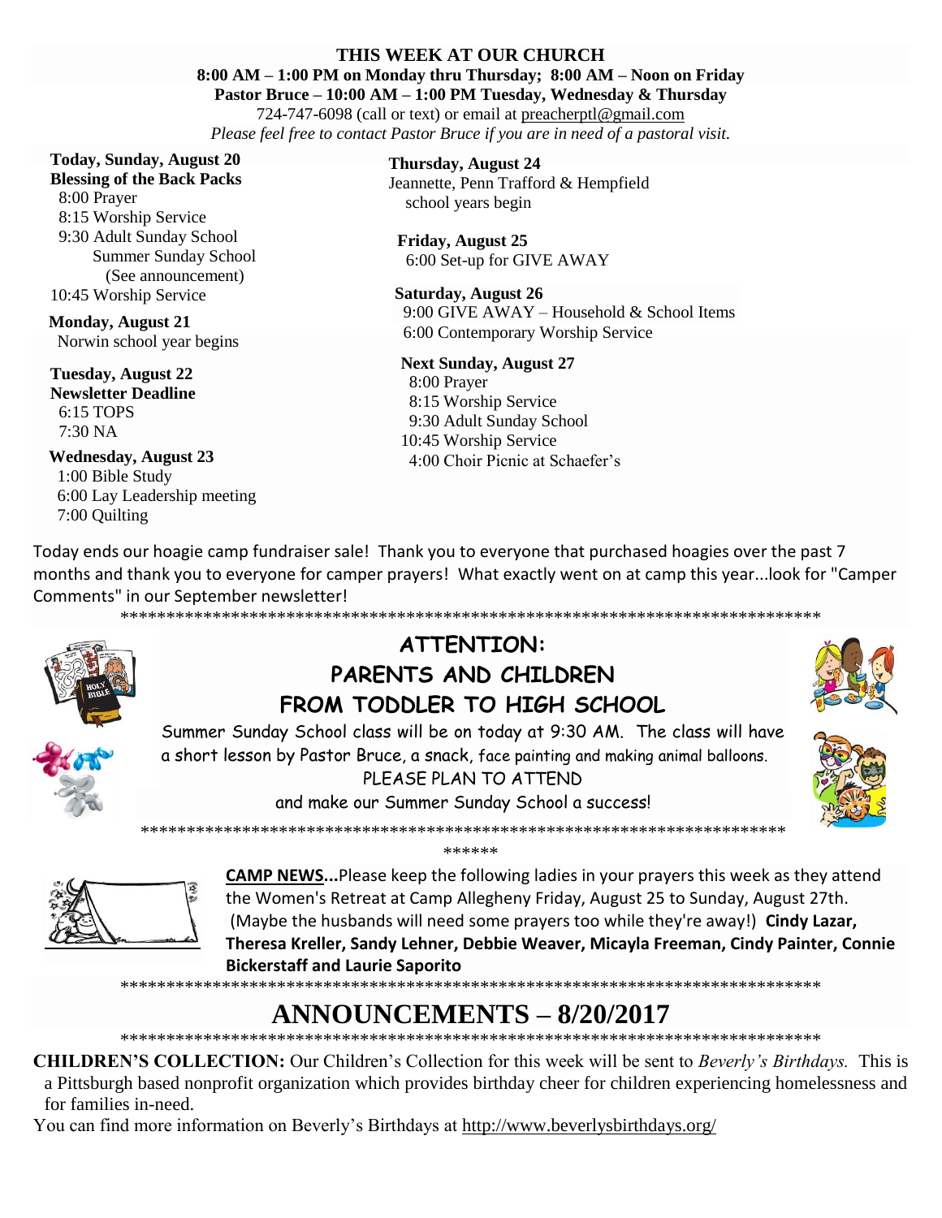**THIS WEEK AT OUR CHURCH**
**8:00 AM – 1:00 PM on Monday thru Thursday; 8:00 AM – Noon on Friday**
**Pastor Bruce – 10:00 AM – 1:00 PM Tuesday, Wednesday & Thursday**
724-747-6098 (call or text) or email at preacherptl@gmail.com
*Please feel free to contact Pastor Bruce if you are in need of a pastoral visit.*

**Today, Sunday, August 20**
**Blessing of the Back Packs**
8:00 Prayer
8:15 Worship Service
9:30 Adult Sunday School
Summer Sunday School
(See announcement)
10:45 Worship Service

**Monday, August 21**
Norwin school year begins

**Tuesday, August 22**
**Newsletter Deadline**
6:15 TOPS
7:30 NA

**Wednesday, August 23**
1:00 Bible Study
6:00 Lay Leadership meeting
7:00 Quilting

**Thursday, August 24**
Jeannette, Penn Trafford & Hempfield school years begin

**Friday, August 25**
6:00 Set-up for GIVE AWAY

**Saturday, August 26**
9:00 GIVE AWAY – Household & School Items
6:00 Contemporary Worship Service

**Next Sunday, August 27**
8:00 Prayer
8:15 Worship Service
9:30 Adult Sunday School
10:45 Worship Service
4:00 Choir Picnic at Schaefer's

Today ends our hoagie camp fundraiser sale! Thank you to everyone that purchased hoagies over the past 7 months and thank you to everyone for camper prayers! What exactly went on at camp this year...look for "Camper Comments" in our September newsletter!

**************************************************************************

## ATTENTION: PARENTS AND CHILDREN FROM TODDLER TO HIGH SCHOOL

Summer Sunday School class will be on today at 9:30 AM. The class will have a short lesson by Pastor Bruce, a snack, face painting and making animal balloons.
PLEASE PLAN TO ATTEND
and make our Summer Sunday School a success!

**************************************************************************

**CAMP NEWS...**Please keep the following ladies in your prayers this week as they attend the Women's Retreat at Camp Allegheny Friday, August 25 to Sunday, August 27th. (Maybe the husbands will need some prayers too while they're away!) **Cindy Lazar, Theresa Kreller, Sandy Lehner, Debbie Weaver, Micayla Freeman, Cindy Painter, Connie Bickerstaff and Laurie Saporito**

**************************************************************************

# ANNOUNCEMENTS – 8/20/2017

**************************************************************************

**CHILDREN'S COLLECTION:** Our Children's Collection for this week will be sent to *Beverly's Birthdays.* This is a Pittsburgh based nonprofit organization which provides birthday cheer for children experiencing homelessness and for families in-need.

You can find more information on Beverly's Birthdays at http://www.beverlysbirthdays.org/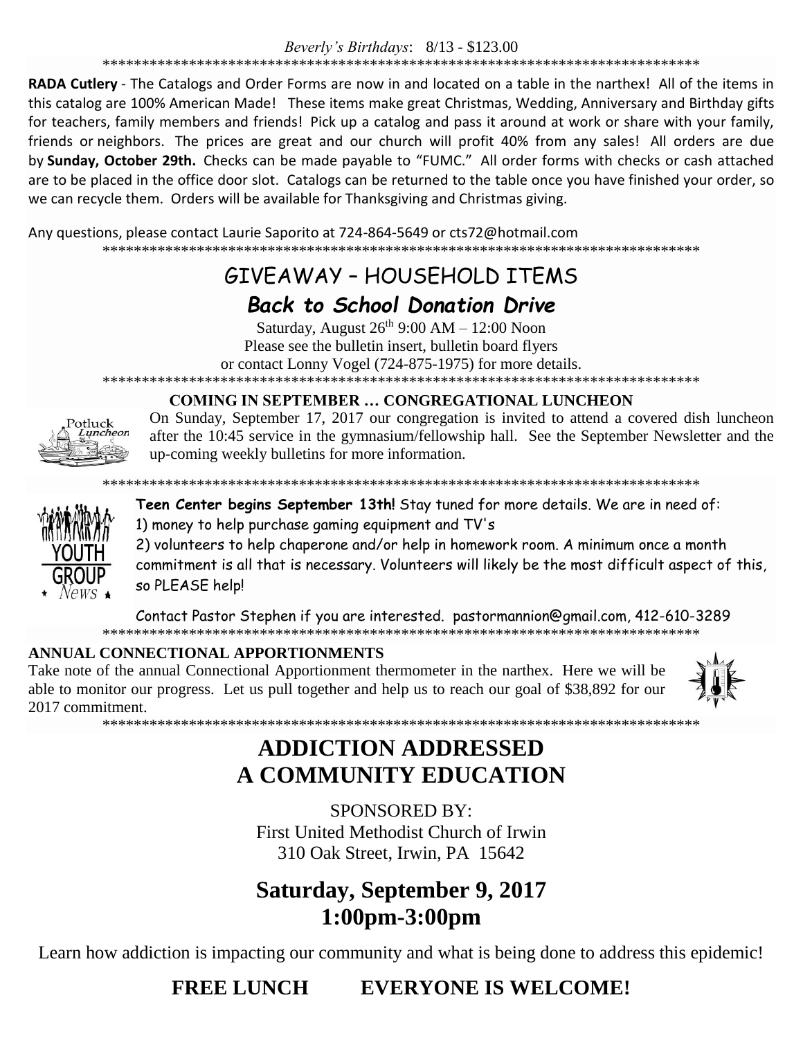*Beverly's Birthdays*: 8/13 - $123.00

********************************************************************************

**RADA Cutlery** - The Catalogs and Order Forms are now in and located on a table in the narthex! All of the items in this catalog are 100% American Made! These items make great Christmas, Wedding, Anniversary and Birthday gifts for teachers, family members and friends! Pick up a catalog and pass it around at work or share with your family, friends or neighbors. The prices are great and our church will profit 40% from any sales! All orders are due by **Sunday, October 29th.** Checks can be made payable to "FUMC." All order forms with checks or cash attached are to be placed in the office door slot. Catalogs can be returned to the table once you have finished your order, so we can recycle them. Orders will be available for Thanksgiving and Christmas giving.

Any questions, please contact Laurie Saporito at 724-864-5649 or cts72@hotmail.com

********************************************************************************

## GIVEAWAY – HOUSEHOLD ITEMS

### *Back to School Donation Drive*

Saturday, August 26th 9:00 AM – 12:00 Noon
Please see the bulletin insert, bulletin board flyers
or contact Lonny Vogel (724-875-1975) for more details.

********************************************************************************

**COMING IN SEPTEMBER … CONGREGATIONAL LUNCHEON**

On Sunday, September 17, 2017 our congregation is invited to attend a covered dish luncheon after the 10:45 service in the gymnasium/fellowship hall. See the September Newsletter and the up-coming weekly bulletins for more information.

********************************************************************************

**Teen Center begins September 13th!** Stay tuned for more details. We are in need of:
1) money to help purchase gaming equipment and TV's
2) volunteers to help chaperone and/or help in homework room. A minimum once a month commitment is all that is necessary. Volunteers will likely be the most difficult aspect of this, so PLEASE help!

Contact Pastor Stephen if you are interested. pastormannion@gmail.com, 412-610-3289

********************************************************************************

**ANNUAL CONNECTIONAL APPORTIONMENTS**

Take note of the annual Connectional Apportionment thermometer in the narthex. Here we will be able to monitor our progress. Let us pull together and help us to reach our goal of $38,892 for our 2017 commitment.

********************************************************************************

# ADDICTION ADDRESSED
# A COMMUNITY EDUCATION

SPONSORED BY:
First United Methodist Church of Irwin
310 Oak Street, Irwin, PA 15642

## Saturday, September 9, 2017
## 1:00pm-3:00pm

Learn how addiction is impacting our community and what is being done to address this epidemic!

**FREE LUNCH EVERYONE IS WELCOME!**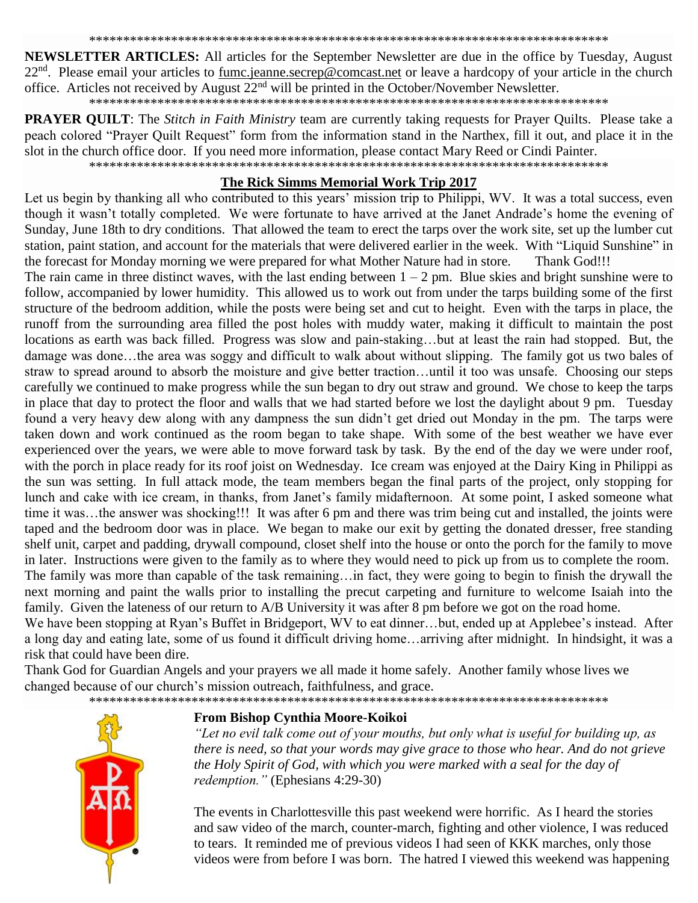********************************************************************************

**NEWSLETTER ARTICLES:** All articles for the September Newsletter are due in the office by Tuesday, August 22nd. Please email your articles to fumc.jeanne.secrep@comcast.net or leave a hardcopy of your article in the church office. Articles not received by August 22nd will be printed in the October/November Newsletter.

********************************************************************************

**PRAYER QUILT**: The *Stitch in Faith Ministry* team are currently taking requests for Prayer Quilts. Please take a peach colored "Prayer Quilt Request" form from the information stand in the Narthex, fill it out, and place it in the slot in the church office door. If you need more information, please contact Mary Reed or Cindi Painter.

********************************************************************************

## The Rick Simms Memorial Work Trip 2017

Let us begin by thanking all who contributed to this years' mission trip to Philippi, WV. It was a total success, even though it wasn't totally completed. We were fortunate to have arrived at the Janet Andrade's home the evening of Sunday, June 18th to dry conditions. That allowed the team to erect the tarps over the work site, set up the lumber cut station, paint station, and account for the materials that were delivered earlier in the week. With "Liquid Sunshine" in the forecast for Monday morning we were prepared for what Mother Nature had in store. Thank God!!!

The rain came in three distinct waves, with the last ending between 1 – 2 pm. Blue skies and bright sunshine were to follow, accompanied by lower humidity. This allowed us to work out from under the tarps building some of the first structure of the bedroom addition, while the posts were being set and cut to height. Even with the tarps in place, the runoff from the surrounding area filled the post holes with muddy water, making it difficult to maintain the post locations as earth was back filled. Progress was slow and pain-staking…but at least the rain had stopped. But, the damage was done…the area was soggy and difficult to walk about without slipping. The family got us two bales of straw to spread around to absorb the moisture and give better traction…until it too was unsafe. Choosing our steps carefully we continued to make progress while the sun began to dry out straw and ground. We chose to keep the tarps in place that day to protect the floor and walls that we had started before we lost the daylight about 9 pm. Tuesday found a very heavy dew along with any dampness the sun didn't get dried out Monday in the pm. The tarps were taken down and work continued as the room began to take shape. With some of the best weather we have ever experienced over the years, we were able to move forward task by task. By the end of the day we were under roof, with the porch in place ready for its roof joist on Wednesday. Ice cream was enjoyed at the Dairy King in Philippi as the sun was setting. In full attack mode, the team members began the final parts of the project, only stopping for lunch and cake with ice cream, in thanks, from Janet's family midafternoon. At some point, I asked someone what time it was…the answer was shocking!!! It was after 6 pm and there was trim being cut and installed, the joints were taped and the bedroom door was in place. We began to make our exit by getting the donated dresser, free standing shelf unit, carpet and padding, drywall compound, closet shelf into the house or onto the porch for the family to move in later. Instructions were given to the family as to where they would need to pick up from us to complete the room. The family was more than capable of the task remaining…in fact, they were going to begin to finish the drywall the next morning and paint the walls prior to installing the precut carpeting and furniture to welcome Isaiah into the family. Given the lateness of our return to A/B University it was after 8 pm before we got on the road home.

We have been stopping at Ryan's Buffet in Bridgeport, WV to eat dinner…but, ended up at Applebee's instead. After a long day and eating late, some of us found it difficult driving home…arriving after midnight. In hindsight, it was a risk that could have been dire.

Thank God for Guardian Angels and your prayers we all made it home safely. Another family whose lives we changed because of our church's mission outreach, faithfulness, and grace.

********************************************************************************

### From Bishop Cynthia Moore-Koikoi

*"Let no evil talk come out of your mouths, but only what is useful for building up, as there is need, so that your words may give grace to those who hear. And do not grieve the Holy Spirit of God, with which you were marked with a seal for the day of redemption."* (Ephesians 4:29-30)

The events in Charlottesville this past weekend were horrific. As I heard the stories and saw video of the march, counter-march, fighting and other violence, I was reduced to tears. It reminded me of previous videos I had seen of KKK marches, only those videos were from before I was born. The hatred I viewed this weekend was happening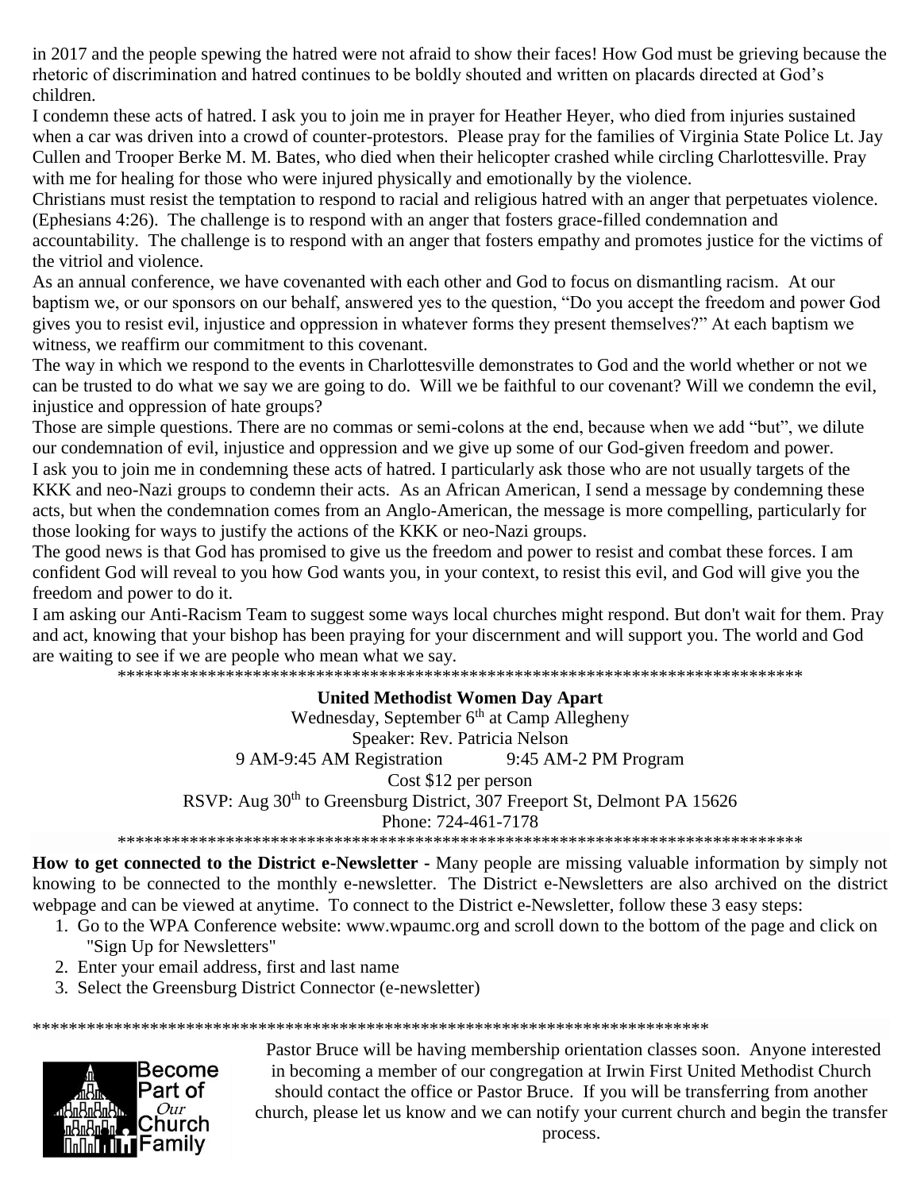in 2017 and the people spewing the hatred were not afraid to show their faces! How God must be grieving because the rhetoric of discrimination and hatred continues to be boldly shouted and written on placards directed at God's children.

I condemn these acts of hatred. I ask you to join me in prayer for Heather Heyer, who died from injuries sustained when a car was driven into a crowd of counter-protestors. Please pray for the families of Virginia State Police Lt. Jay Cullen and Trooper Berke M. M. Bates, who died when their helicopter crashed while circling Charlottesville. Pray with me for healing for those who were injured physically and emotionally by the violence.

Christians must resist the temptation to respond to racial and religious hatred with an anger that perpetuates violence. (Ephesians 4:26). The challenge is to respond with an anger that fosters grace-filled condemnation and accountability. The challenge is to respond with an anger that fosters empathy and promotes justice for the victims of the vitriol and violence.

As an annual conference, we have covenanted with each other and God to focus on dismantling racism. At our baptism we, or our sponsors on our behalf, answered yes to the question, "Do you accept the freedom and power God gives you to resist evil, injustice and oppression in whatever forms they present themselves?" At each baptism we witness, we reaffirm our commitment to this covenant.

The way in which we respond to the events in Charlottesville demonstrates to God and the world whether or not we can be trusted to do what we say we are going to do. Will we be faithful to our covenant? Will we condemn the evil, injustice and oppression of hate groups?

Those are simple questions. There are no commas or semi-colons at the end, because when we add "but", we dilute our condemnation of evil, injustice and oppression and we give up some of our God-given freedom and power.

I ask you to join me in condemning these acts of hatred. I particularly ask those who are not usually targets of the KKK and neo-Nazi groups to condemn their acts. As an African American, I send a message by condemning these acts, but when the condemnation comes from an Anglo-American, the message is more compelling, particularly for those looking for ways to justify the actions of the KKK or neo-Nazi groups.

The good news is that God has promised to give us the freedom and power to resist and combat these forces. I am confident God will reveal to you how God wants you, in your context, to resist this evil, and God will give you the freedom and power to do it.

I am asking our Anti-Racism Team to suggest some ways local churches might respond. But don't wait for them. Pray and act, knowing that your bishop has been praying for your discernment and will support you. The world and God are waiting to see if we are people who mean what we say.

********************************************************************************

**United Methodist Women Day Apart**

Wednesday, September 6th at Camp Allegheny

Speaker: Rev. Patricia Nelson

9 AM-9:45 AM Registration    9:45 AM-2 PM Program

Cost $12 per person

RSVP: Aug 30th to Greensburg District, 307 Freeport St, Delmont PA 15626

Phone: 724-461-7178

********************************************************************************

**How to get connected to the District e-Newsletter -** Many people are missing valuable information by simply not knowing to be connected to the monthly e-newsletter. The District e-Newsletters are also archived on the district webpage and can be viewed at anytime. To connect to the District e-Newsletter, follow these 3 easy steps:

1. Go to the WPA Conference website: www.wpaumc.org and scroll down to the bottom of the page and click on "Sign Up for Newsletters"
2. Enter your email address, first and last name
3. Select the Greensburg District Connector (e-newsletter)

********************************************************************************

Become Part of Our Church Family

Pastor Bruce will be having membership orientation classes soon. Anyone interested in becoming a member of our congregation at Irwin First United Methodist Church should contact the office or Pastor Bruce. If you will be transferring from another church, please let us know and we can notify your current church and begin the transfer process.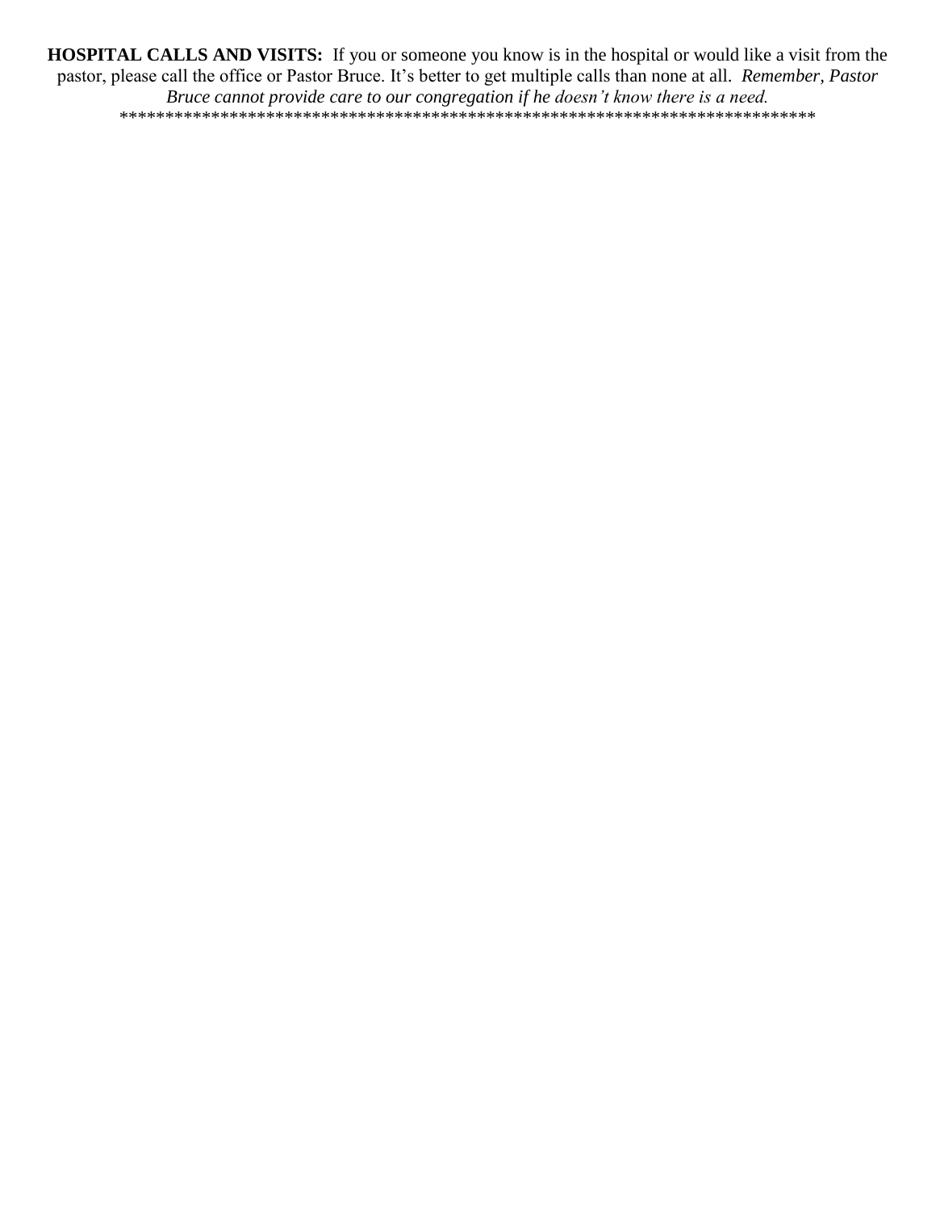**HOSPITAL CALLS AND VISITS:** If you or someone you know is in the hospital or would like a visit from the pastor, please call the office or Pastor Bruce. It's better to get multiple calls than none at all. *Remember, Pastor Bruce cannot provide care to our congregation if he doesn't know there is a need.*

********************************************************************************